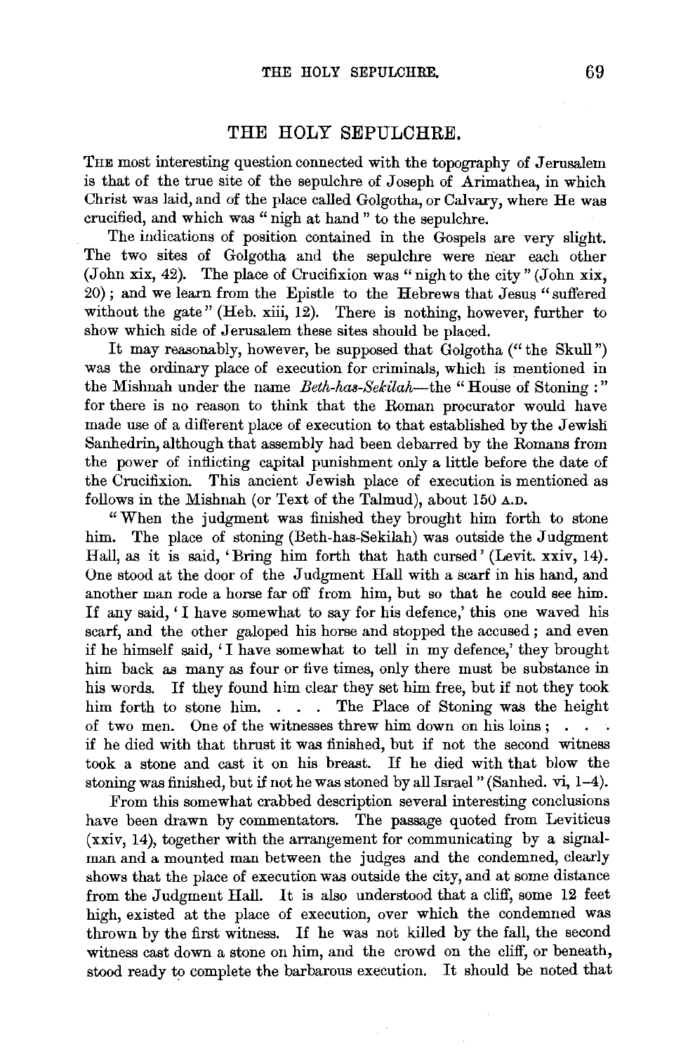# THE HOLY SEPULCHRE.

THE most interesting question connected with the topography of Jerusalem is that of the true site of the sepulchre of Joseph of Arimathea, in which Christ was laid, and of the place called Golgotha, or Calvary, where He was crucified, and which was "nigh at hand" to the sepulchre.

The indications of position contained in the Gospels are very slight. The two sites of Golgotha and the sepulchre were near each other (John xix, 42). The place of Crucifixion was "nigh to the city" (John xix, 20); and we learn from the Epistle to the Hebrews that Jesus "suffered without the gate" (Heb. xiii, 12). There is nothing, however, further to show which side of Jerusalem these sites should be placed.

It may reasonably, however, be supposed that Golgotha ("the Skull") was the ordinary place of execution for criminals, which is mentioned in the Mishnah under the name *Beth-has-Sekilah*—the "House of Stoning:" for there is no reason to think that the Roman procurator would have made use of a different place of execution to that established by the Jewish Sanhedrin, although that assembly had been debarred by the Romans from the power of inflicting capital punishment only a little before the date of the Crucifixion. This ancient Jewish place of execution is mentioned as follows in the Mishnah (or Text of the Talmud), about 150 A.D.

"When the judgment was finished they brought him forth to stone him. The place of stoning (Beth-has-Sekilah) was outside the Judgment Hall, as it is said, 'Bring him forth that hath cursed' (Levit. xxiv, 14). One stood at the door of the Judgment Hall with a scarf in his hand, and another man rode a horse far off from him, but so that he could see him. If any said, 'I have somewhat to say for his defence,' this one waved his scarf, and the other galoped his horse and stopped the accused; and even if he himself said, 'I have somewhat to tell in my defence,' they brought him back as many as four or five times, only there must be substance in his words. If they found him clear they set him free, but if not they took him forth to stone him. . . . The Place of Stoning was the height of two men. One of the witnesses threw him down on his loins; . . . if he died with that thrust it was finished, but if not the second witness took a stone and cast it on his breast. If he died with that blow the stoning was finished, but if not he was stoned by all Israel" (Sanhed. vi, 1–4).

From this somewhat crabbed description several interesting conclusions have been drawn by commentators. The passage quoted from Leviticus (xxiv, 14), together with the arrangement for communicating by a signal-man and a mounted man between the judges and the condemned, clearly shows that the place of execution was outside the city, and at some distance from the Judgment Hall. It is also understood that a cliff, some 12 feet high, existed at the place of execution, over which the condemned was thrown by the first witness. If he was not killed by the fall, the second witness cast down a stone on him, and the crowd on the cliff, or beneath, stood ready to complete the barbarous execution. It should be noted that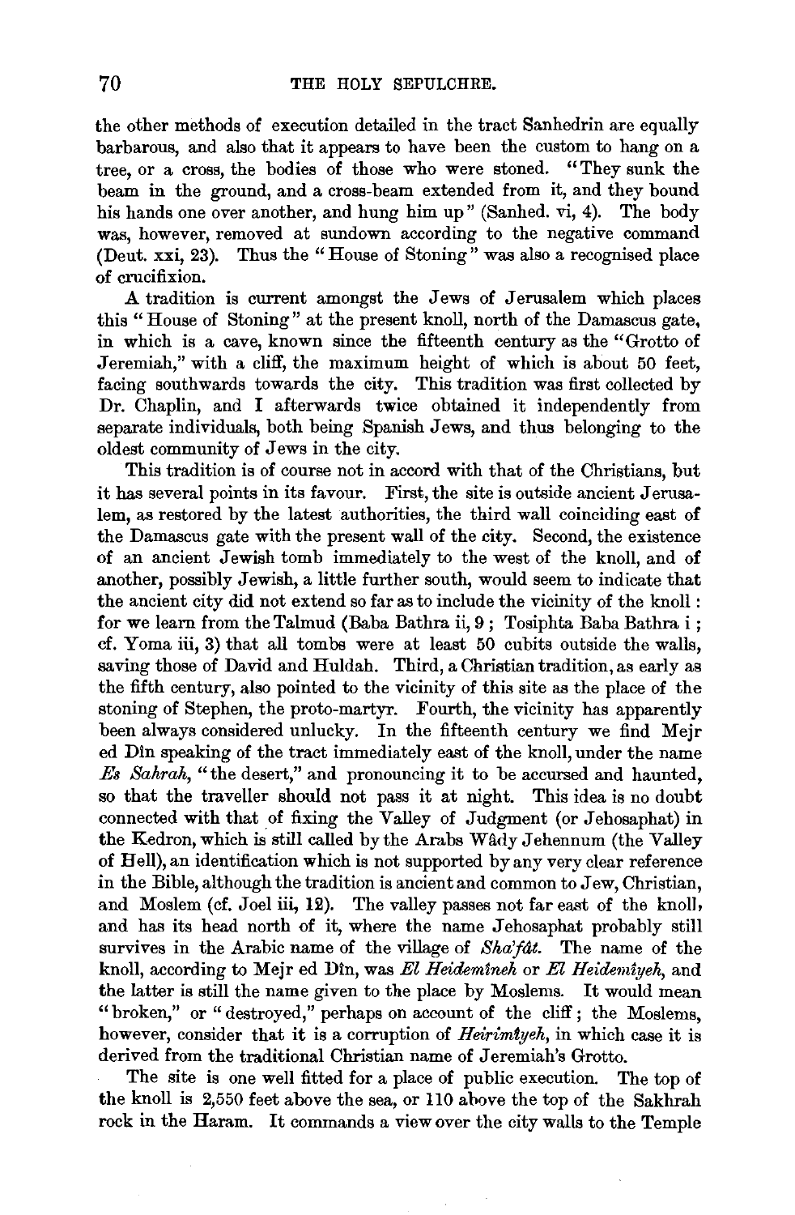the other methods of execution detailed in the tract Sanhedrin are equally barbarous, and also that it appears to have been the custom to hang on a tree, or a cross, the bodies of those who were stoned. "They sunk the beam in the ground, and a cross-beam extended from it, and they bound his hands one over another, and hung him up" (Sanhed. vi, 4). The body was, however, removed at sundown according to the negative command (Deut. xxi, 23). Thus the "House of Stoning" was also a recognised place of crucifixion.

A tradition is current amongst the Jews of Jerusalem which places this "House of Stoning" at the present knoll, north of the Damascus gate, in which is a cave, known since the fifteenth century as the "Grotto of Jeremiah," with a cliff, the maximum height of which is about 50 feet, facing southwards towards the city. This tradition was first collected by Dr. Chaplin, and I afterwards twice obtained it independently from separate individuals, both being Spanish Jews, and thus belonging to the oldest community of Jews in the city.

This tradition is of course not in accord with that of the Christians, but it has several points in its favour. First, the site is outside ancient Jerusalem, as restored by the latest authorities, the third wall coinciding east of the Damascus gate with the present wall of the city. Second, the existence of an ancient Jewish tomb immediately to the west of the knoll, and of another, possibly Jewish, a little further south, would seem to indicate that the ancient city did not extend so far as to include the vicinity of the knoll: for we learn from the Talmud (Baba Bathra ii, 9; Tosiphta Baba Bathra i; cf. Yoma iii, 3) that all tombs were at least 50 cubits outside the walls, saving those of David and Huldah. Third, a Christian tradition, as early as the fifth century, also pointed to the vicinity of this site as the place of the stoning of Stephen, the proto-martyr. Fourth, the vicinity has apparently been always considered unlucky. In the fifteenth century we find Mejr ed Dîn speaking of the tract immediately east of the knoll, under the name *Es Sahrah*, "the desert," and pronouncing it to be accursed and haunted, so that the traveller should not pass it at night. This idea is no doubt connected with that of fixing the Valley of Judgment (or Jehosaphat) in the Kedron, which is still called by the Arabs Wâdy Jehennum (the Valley of Hell), an identification which is not supported by any very clear reference in the Bible, although the tradition is ancient and common to Jew, Christian, and Moslem (cf. Joel iii, 12). The valley passes not far east of the knoll, and has its head north of it, where the name Jehosaphat probably still survives in the Arabic name of the village of *Sha'fât*. The name of the knoll, according to Mejr ed Dîn, was *El Heidemîneh* or *El Heidemîyeh*, and the latter is still the name given to the place by Moslems. It would mean "broken," or "destroyed," perhaps on account of the cliff; the Moslems, however, consider that it is a corruption of *Heirimîyeh*, in which case it is derived from the traditional Christian name of Jeremiah's Grotto.

The site is one well fitted for a place of public execution. The top of the knoll is 2,550 feet above the sea, or 110 above the top of the Sakhrah rock in the Haram. It commands a view over the city walls to the Temple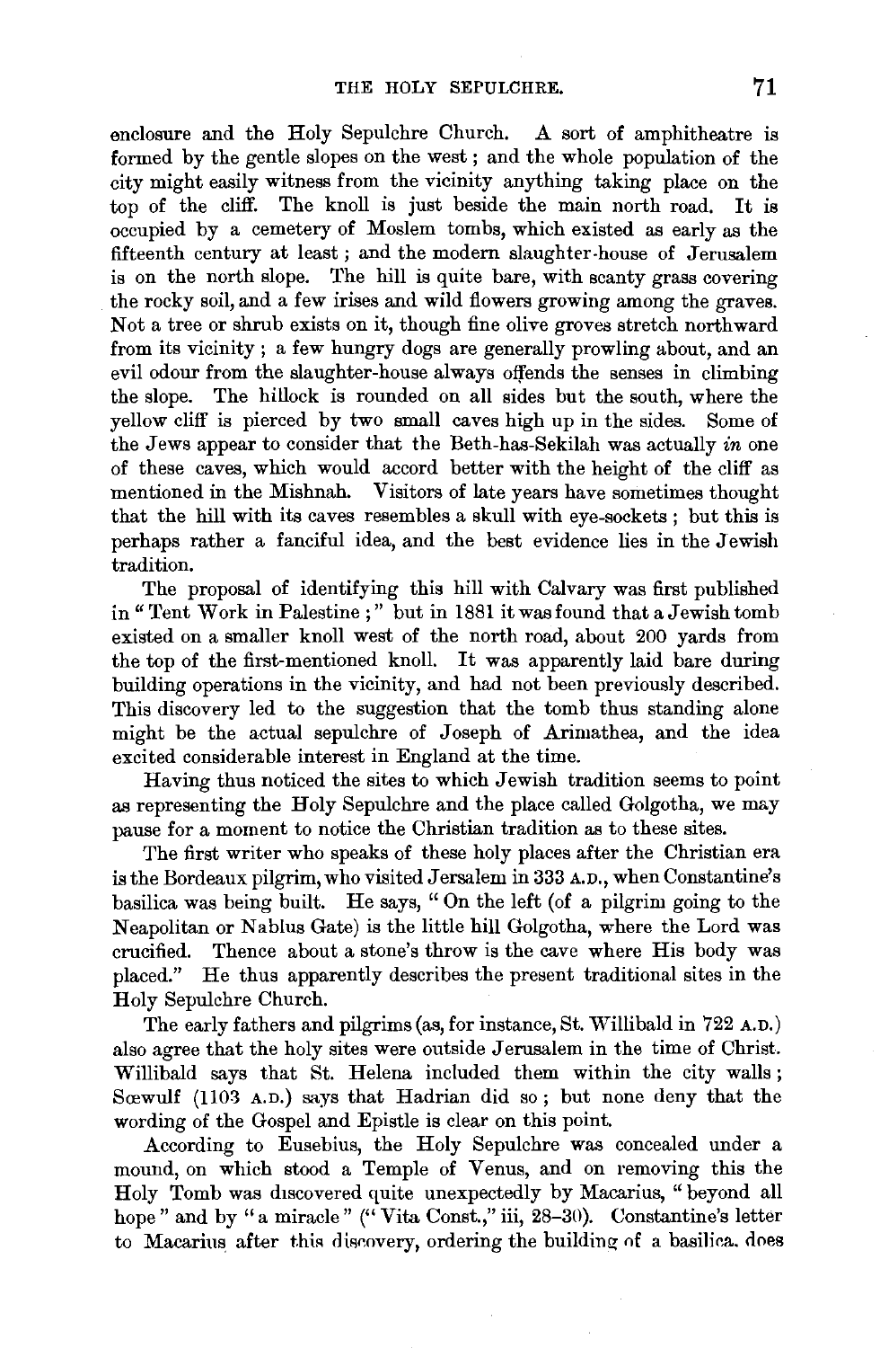enclosure and the Holy Sepulchre Church. A sort of amphitheatre is formed by the gentle slopes on the west; and the whole population of the city might easily witness from the vicinity anything taking place on the top of the cliff. The knoll is just beside the main north road. It is occupied by a cemetery of Moslem tombs, which existed as early as the fifteenth century at least; and the modern slaughter-house of Jerusalem is on the north slope. The hill is quite bare, with scanty grass covering the rocky soil, and a few irises and wild flowers growing among the graves. Not a tree or shrub exists on it, though fine olive groves stretch northward from its vicinity; a few hungry dogs are generally prowling about, and an evil odour from the slaughter-house always offends the senses in climbing the slope. The hillock is rounded on all sides but the south, where the yellow cliff is pierced by two small caves high up in the sides. Some of the Jews appear to consider that the Beth-has-Sekilah was actually *in* one of these caves, which would accord better with the height of the cliff as mentioned in the Mishnah. Visitors of late years have sometimes thought that the hill with its caves resembles a skull with eye-sockets; but this is perhaps rather a fanciful idea, and the best evidence lies in the Jewish tradition.

The proposal of identifying this hill with Calvary was first published in "Tent Work in Palestine;" but in 1881 it was found that a Jewish tomb existed on a smaller knoll west of the north road, about 200 yards from the top of the first-mentioned knoll. It was apparently laid bare during building operations in the vicinity, and had not been previously described. This discovery led to the suggestion that the tomb thus standing alone might be the actual sepulchre of Joseph of Arimathea, and the idea excited considerable interest in England at the time.

Having thus noticed the sites to which Jewish tradition seems to point as representing the Holy Sepulchre and the place called Golgotha, we may pause for a moment to notice the Christian tradition as to these sites.

The first writer who speaks of these holy places after the Christian era is the Bordeaux pilgrim, who visited Jersalem in 333 A.D., when Constantine's basilica was being built. He says, "On the left (of a pilgrim going to the Neapolitan or Nablus Gate) is the little hill Golgotha, where the Lord was crucified. Thence about a stone's throw is the cave where His body was placed." He thus apparently describes the present traditional sites in the Holy Sepulchre Church.

The early fathers and pilgrims (as, for instance, St. Willibald in 722 A.D.) also agree that the holy sites were outside Jerusalem in the time of Christ. Willibald says that St. Helena included them within the city walls; Sœwulf (1103 A.D.) says that Hadrian did so; but none deny that the wording of the Gospel and Epistle is clear on this point.

According to Eusebius, the Holy Sepulchre was concealed under a mound, on which stood a Temple of Venus, and on removing this the Holy Tomb was discovered quite unexpectedly by Macarius, "beyond all hope" and by "a miracle" ("Vita Const.," iii, 28–30). Constantine's letter to Macarius after this discovery, ordering the building of a basilica, does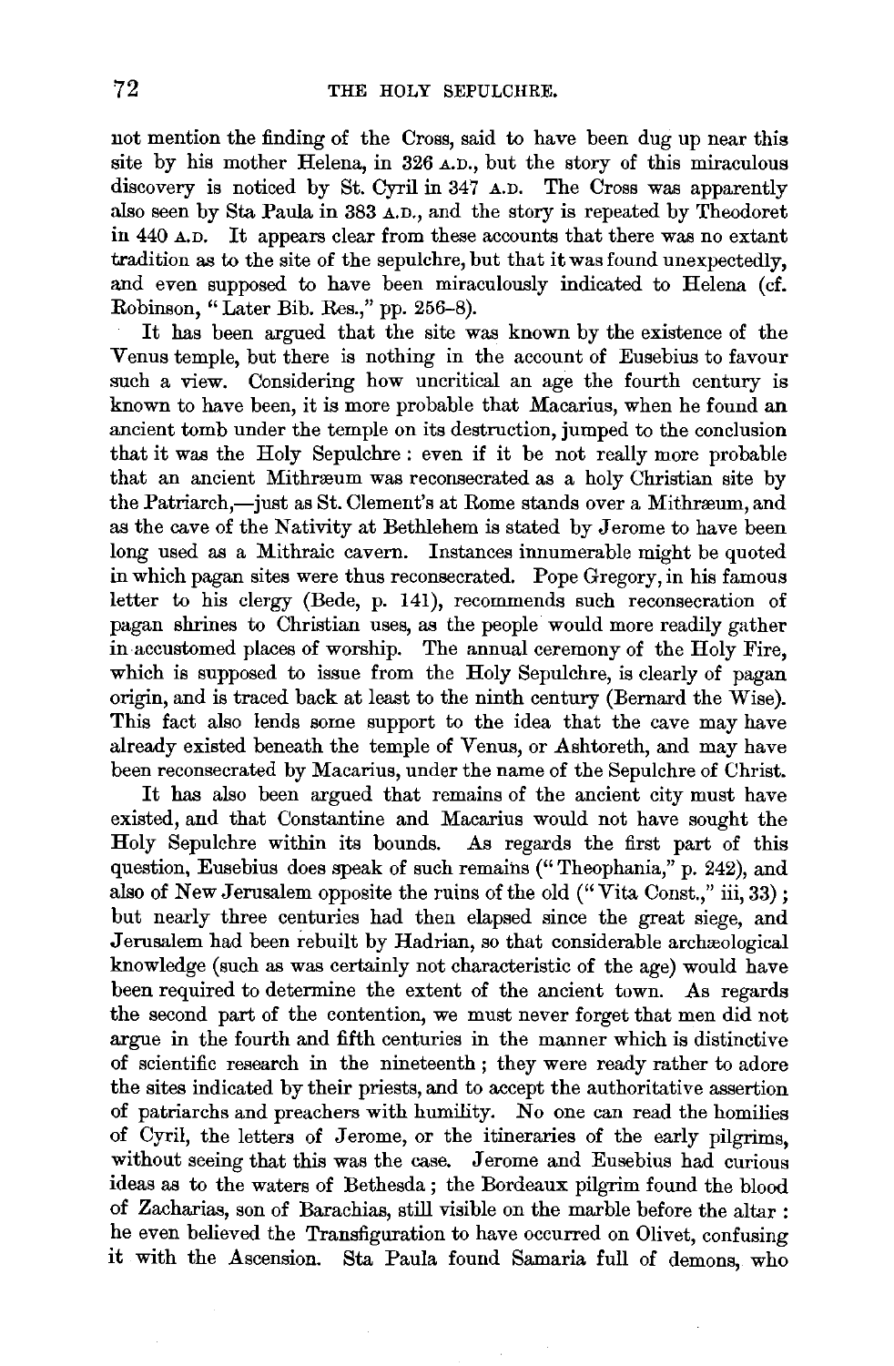not mention the finding of the Cross, said to have been dug up near this site by his mother Helena, in 326 A.D., but the story of this miraculous discovery is noticed by St. Cyril in 347 A.D. The Cross was apparently also seen by Sta Paula in 383 A.D., and the story is repeated by Theodoret in 440 A.D. It appears clear from these accounts that there was no extant tradition as to the site of the sepulchre, but that it was found unexpectedly, and even supposed to have been miraculously indicated to Helena (cf. Robinson, "Later Bib. Res.," pp. 256–8).

It has been argued that the site was known by the existence of the Venus temple, but there is nothing in the account of Eusebius to favour such a view. Considering how uncritical an age the fourth century is known to have been, it is more probable that Macarius, when he found an ancient tomb under the temple on its destruction, jumped to the conclusion that it was the Holy Sepulchre: even if it be not really more probable that an ancient Mithræum was reconsecrated as a holy Christian site by the Patriarch,—just as St. Clement's at Rome stands over a Mithræum, and as the cave of the Nativity at Bethlehem is stated by Jerome to have been long used as a Mithraic cavern. Instances innumerable might be quoted in which pagan sites were thus reconsecrated. Pope Gregory, in his famous letter to his clergy (Bede, p. 141), recommends such reconsecration of pagan shrines to Christian uses, as the people would more readily gather in accustomed places of worship. The annual ceremony of the Holy Fire, which is supposed to issue from the Holy Sepulchre, is clearly of pagan origin, and is traced back at least to the ninth century (Bernard the Wise). This fact also lends some support to the idea that the cave may have already existed beneath the temple of Venus, or Ashtoreth, and may have been reconsecrated by Macarius, under the name of the Sepulchre of Christ.

It has also been argued that remains of the ancient city must have existed, and that Constantine and Macarius would not have sought the Holy Sepulchre within its bounds. As regards the first part of this question, Eusebius does speak of such remains ("Theophania," p. 242), and also of New Jerusalem opposite the ruins of the old ("Vita Const.," iii, 33); but nearly three centuries had then elapsed since the great siege, and Jerusalem had been rebuilt by Hadrian, so that considerable archæological knowledge (such as was certainly not characteristic of the age) would have been required to determine the extent of the ancient town. As regards the second part of the contention, we must never forget that men did not argue in the fourth and fifth centuries in the manner which is distinctive of scientific research in the nineteenth; they were ready rather to adore the sites indicated by their priests, and to accept the authoritative assertion of patriarchs and preachers with humility. No one can read the homilies of Cyril, the letters of Jerome, or the itineraries of the early pilgrims, without seeing that this was the case. Jerome and Eusebius had curious ideas as to the waters of Bethesda; the Bordeaux pilgrim found the blood of Zacharias, son of Barachias, still visible on the marble before the altar: he even believed the Transfiguration to have occurred on Olivet, confusing it with the Ascension. Sta Paula found Samaria full of demons, who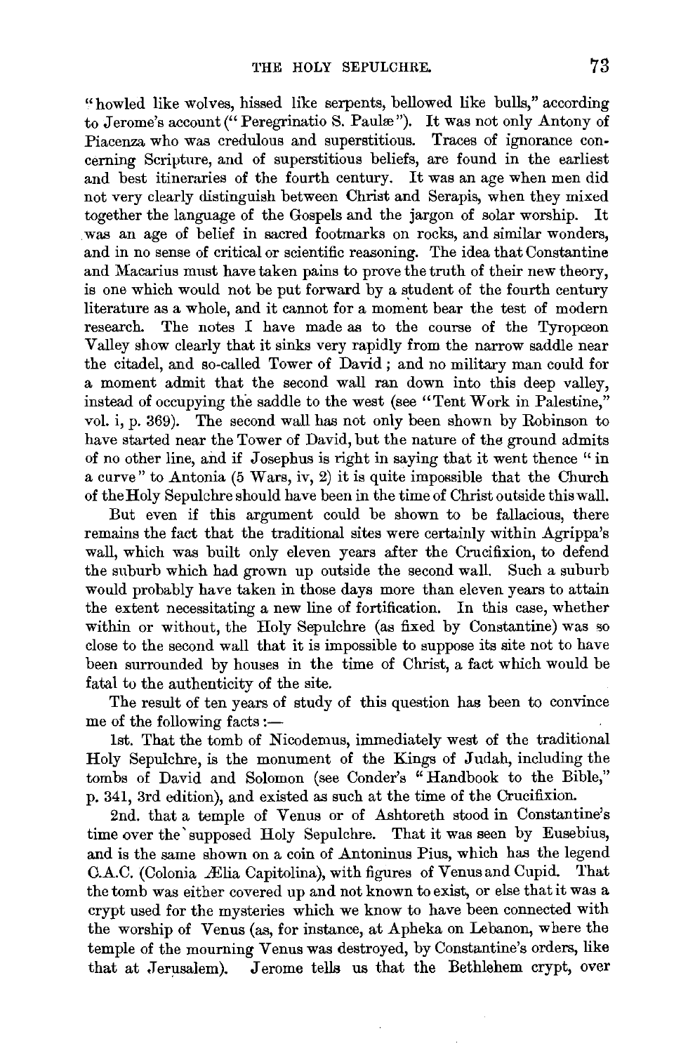"howled like wolves, hissed like serpents, bellowed like bulls," according to Jerome's account ("Peregrinatio S. Paulæ"). It was not only Antony of Piacenza who was credulous and superstitious. Traces of ignorance concerning Scripture, and of superstitious beliefs, are found in the earliest and best itineraries of the fourth century. It was an age when men did not very clearly distinguish between Christ and Serapis, when they mixed together the language of the Gospels and the jargon of solar worship. It was an age of belief in sacred footmarks on rocks, and similar wonders, and in no sense of critical or scientific reasoning. The idea that Constantine and Macarius must have taken pains to prove the truth of their new theory, is one which would not be put forward by a student of the fourth century literature as a whole, and it cannot for a moment bear the test of modern research. The notes I have made as to the course of the Tyropœon Valley show clearly that it sinks very rapidly from the narrow saddle near the citadel, and so-called Tower of David; and no military man could for a moment admit that the second wall ran down into this deep valley, instead of occupying the saddle to the west (see "Tent Work in Palestine," vol. i, p. 369). The second wall has not only been shown by Robinson to have started near the Tower of David, but the nature of the ground admits of no other line, and if Josephus is right in saying that it went thence "in a curve" to Antonia (5 Wars, iv, 2) it is quite impossible that the Church of the Holy Sepulchre should have been in the time of Christ outside this wall.

But even if this argument could be shown to be fallacious, there remains the fact that the traditional sites were certainly within Agrippa's wall, which was built only eleven years after the Crucifixion, to defend the suburb which had grown up outside the second wall. Such a suburb would probably have taken in those days more than eleven years to attain the extent necessitating a new line of fortification. In this case, whether within or without, the Holy Sepulchre (as fixed by Constantine) was so close to the second wall that it is impossible to suppose its site not to have been surrounded by houses in the time of Christ, a fact which would be fatal to the authenticity of the site.

The result of ten years of study of this question has been to convince me of the following facts:—

1st. That the tomb of Nicodemus, immediately west of the traditional Holy Sepulchre, is the monument of the Kings of Judah, including the tombs of David and Solomon (see Conder's "Handbook to the Bible," p. 341, 3rd edition), and existed as such at the time of the Crucifixion.

2nd. that a temple of Venus or of Ashtoreth stood in Constantine's time over the supposed Holy Sepulchre. That it was seen by Eusebius, and is the same shown on a coin of Antoninus Pius, which has the legend C.A.C. (Colonia Ælia Capitolina), with figures of Venus and Cupid. That the tomb was either covered up and not known to exist, or else that it was a crypt used for the mysteries which we know to have been connected with the worship of Venus (as, for instance, at Apheka on Lebanon, where the temple of the mourning Venus was destroyed, by Constantine's orders, like that at Jerusalem). Jerome tells us that the Bethlehem crypt, over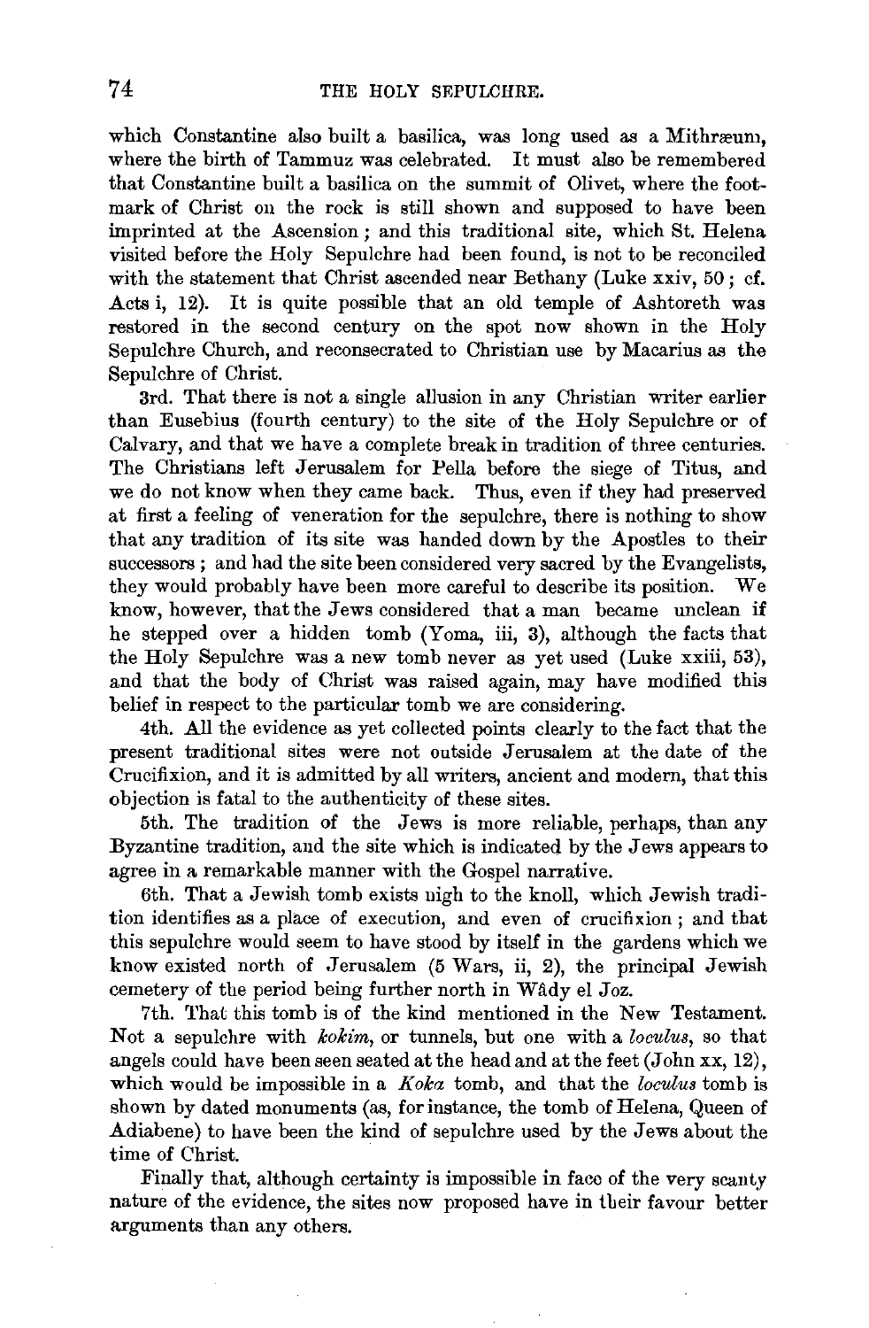which Constantine also built a basilica, was long used as a Mithræum, where the birth of Tammuz was celebrated. It must also be remembered that Constantine built a basilica on the summit of Olivet, where the footmark of Christ on the rock is still shown and supposed to have been imprinted at the Ascension; and this traditional site, which St. Helena visited before the Holy Sepulchre had been found, is not to be reconciled with the statement that Christ ascended near Bethany (Luke xxiv, 50; cf. Acts i, 12). It is quite possible that an old temple of Ashtoreth was restored in the second century on the spot now shown in the Holy Sepulchre Church, and reconsecrated to Christian use by Macarius as the Sepulchre of Christ.

3rd. That there is not a single allusion in any Christian writer earlier than Eusebius (fourth century) to the site of the Holy Sepulchre or of Calvary, and that we have a complete break in tradition of three centuries. The Christians left Jerusalem for Pella before the siege of Titus, and we do not know when they came back. Thus, even if they had preserved at first a feeling of veneration for the sepulchre, there is nothing to show that any tradition of its site was handed down by the Apostles to their successors; and had the site been considered very sacred by the Evangelists, they would probably have been more careful to describe its position. We know, however, that the Jews considered that a man became unclean if he stepped over a hidden tomb (Yoma, iii, 3), although the facts that the Holy Sepulchre was a new tomb never as yet used (Luke xxiii, 53), and that the body of Christ was raised again, may have modified this belief in respect to the particular tomb we are considering.

4th. All the evidence as yet collected points clearly to the fact that the present traditional sites were not outside Jerusalem at the date of the Crucifixion, and it is admitted by all writers, ancient and modern, that this objection is fatal to the authenticity of these sites.

5th. The tradition of the Jews is more reliable, perhaps, than any Byzantine tradition, and the site which is indicated by the Jews appears to agree in a remarkable manner with the Gospel narrative.

6th. That a Jewish tomb exists nigh to the knoll, which Jewish tradition identifies as a place of execution, and even of crucifixion; and that this sepulchre would seem to have stood by itself in the gardens which we know existed north of Jerusalem (5 Wars, ii, 2), the principal Jewish cemetery of the period being further north in Wâdy el Joz.

7th. That this tomb is of the kind mentioned in the New Testament. Not a sepulchre with *kokim*, or tunnels, but one with a *loculus*, so that angels could have been seen seated at the head and at the feet (John xx, 12), which would be impossible in a *Koka* tomb, and that the *loculus* tomb is shown by dated monuments (as, for instance, the tomb of Helena, Queen of Adiabene) to have been the kind of sepulchre used by the Jews about the time of Christ.

Finally that, although certainty is impossible in face of the very scanty nature of the evidence, the sites now proposed have in their favour better arguments than any others.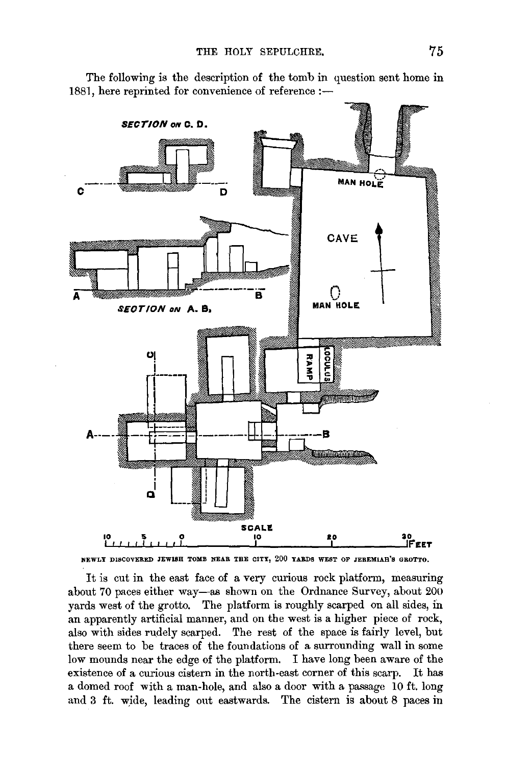The following is the description of the tomb in question sent home in 1881, here reprinted for convenience of reference :—

NEWLY DISCOVERED JEWISH TOMB NEAR THE CITY, 200 YARDS WEST OF JEREMIAH'S GROTTO.

It is cut in the east face of a very curious rock platform, measuring about 70 paces either way—as shown on the Ordnance Survey, about 200 yards west of the grotto. The platform is roughly scarped on all sides, in an apparently artificial manner, and on the west is a higher piece of rock, also with sides rudely scarped. The rest of the space is fairly level, but there seem to be traces of the foundations of a surrounding wall in some low mounds near the edge of the platform. I have long been aware of the existence of a curious cistern in the north-east corner of this scarp. It has a domed roof with a man-hole, and also a door with a passage 10 ft. long and 3 ft. wide, leading out eastwards. The cistern is about 8 paces in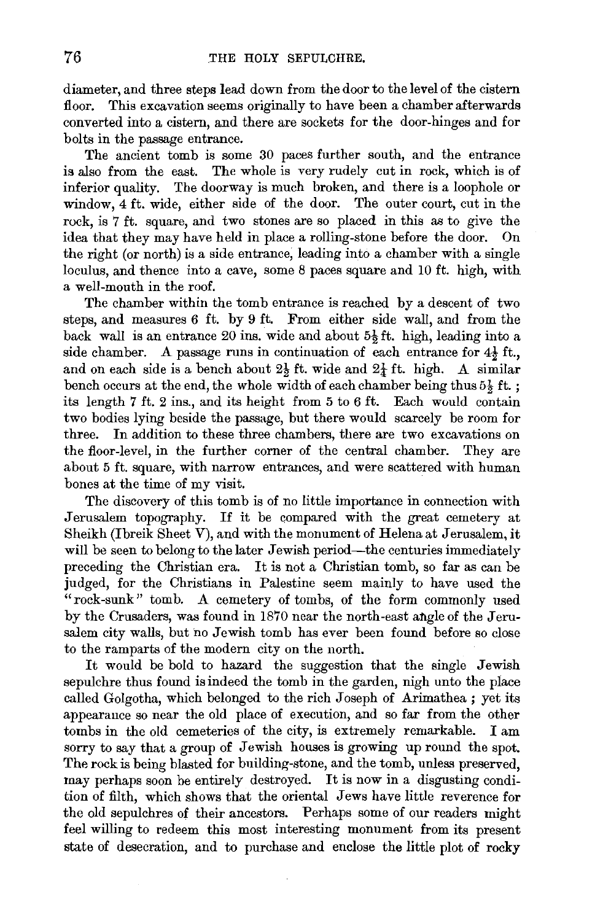diameter, and three steps lead down from the door to the level of the cistern floor. This excavation seems originally to have been a chamber afterwards converted into a cistern, and there are sockets for the door-hinges and for bolts in the passage entrance.

The ancient tomb is some 30 paces further south, and the entrance is also from the east. The whole is very rudely cut in rock, which is of inferior quality. The doorway is much broken, and there is a loophole or window, 4 ft. wide, either side of the door. The outer court, cut in the rock, is 7 ft. square, and two stones are so placed in this as to give the idea that they may have held in place a rolling-stone before the door. On the right (or north) is a side entrance, leading into a chamber with a single loculus, and thence into a cave, some 8 paces square and 10 ft. high, with a well-mouth in the roof.

The chamber within the tomb entrance is reached by a descent of two steps, and measures 6 ft. by 9 ft. From either side wall, and from the back wall is an entrance 20 ins. wide and about 5½ ft. high, leading into a side chamber. A passage runs in continuation of each entrance for 4½ ft., and on each side is a bench about 2½ ft. wide and 2¼ ft. high. A similar bench occurs at the end, the whole width of each chamber being thus 5½ ft.; its length 7 ft. 2 ins., and its height from 5 to 6 ft. Each would contain two bodies lying beside the passage, but there would scarcely be room for three. In addition to these three chambers, there are two excavations on the floor-level, in the further corner of the central chamber. They are about 5 ft. square, with narrow entrances, and were scattered with human bones at the time of my visit.

The discovery of this tomb is of no little importance in connection with Jerusalem topography. If it be compared with the great cemetery at Sheikh (Ibreik Sheet V), and with the monument of Helena at Jerusalem, it will be seen to belong to the later Jewish period—the centuries immediately preceding the Christian era. It is not a Christian tomb, so far as can be judged, for the Christians in Palestine seem mainly to have used the "rock-sunk" tomb. A cemetery of tombs, of the form commonly used by the Crusaders, was found in 1870 near the north-east angle of the Jerusalem city walls, but no Jewish tomb has ever been found before so close to the ramparts of the modern city on the north.

It would be bold to hazard the suggestion that the single Jewish sepulchre thus found is indeed the tomb in the garden, nigh unto the place called Golgotha, which belonged to the rich Joseph of Arimathea; yet its appearance so near the old place of execution, and so far from the other tombs in the old cemeteries of the city, is extremely remarkable. I am sorry to say that a group of Jewish houses is growing up round the spot. The rock is being blasted for building-stone, and the tomb, unless preserved, may perhaps soon be entirely destroyed. It is now in a disgusting condition of filth, which shows that the oriental Jews have little reverence for the old sepulchres of their ancestors. Perhaps some of our readers might feel willing to redeem this most interesting monument from its present state of desecration, and to purchase and enclose the little plot of rocky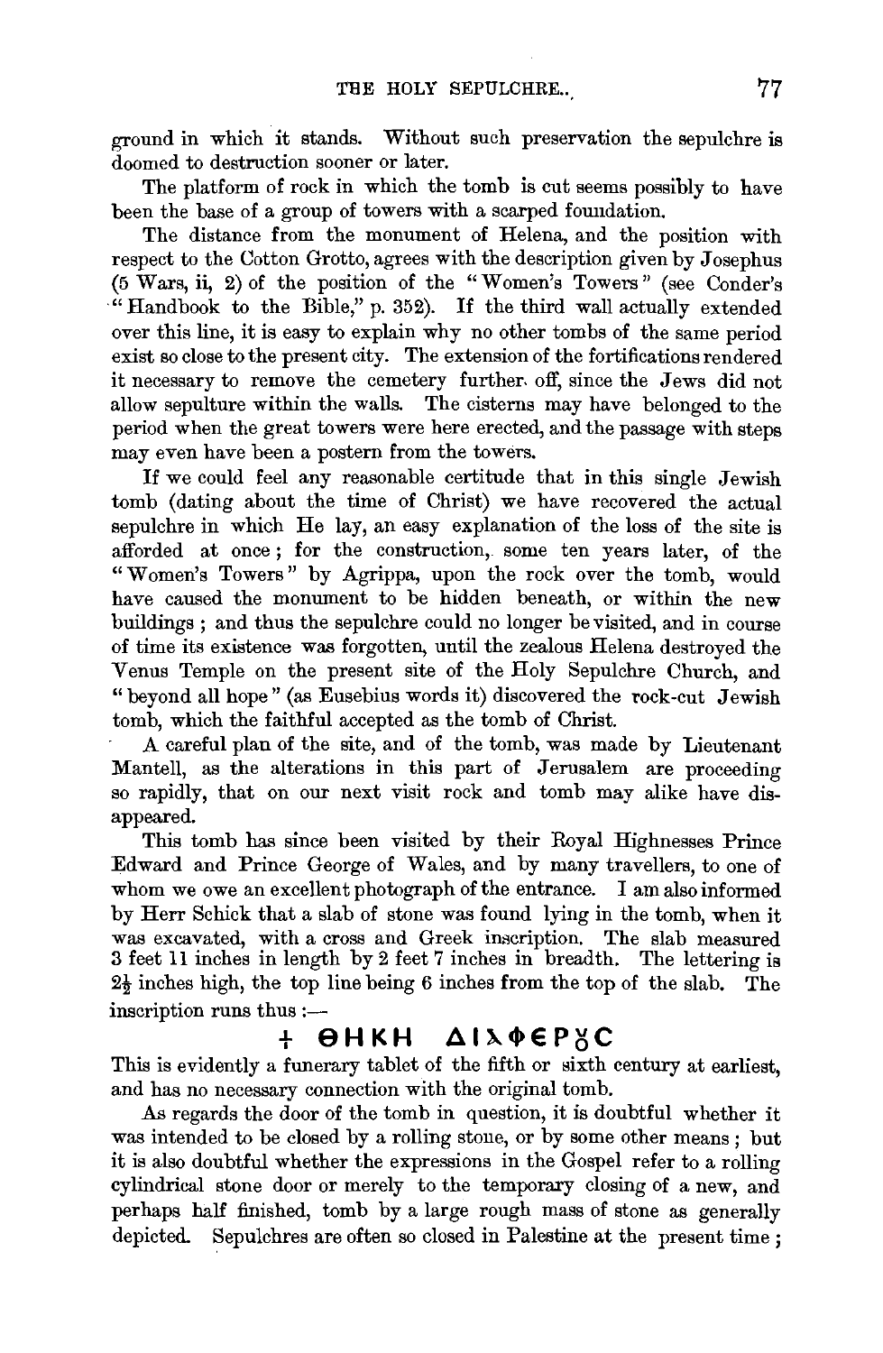ground in which it stands. Without such preservation the sepulchre is doomed to destruction sooner or later.

The platform of rock in which the tomb is cut seems possibly to have been the base of a group of towers with a scarped foundation.

The distance from the monument of Helena, and the position with respect to the Cotton Grotto, agrees with the description given by Josephus (5 Wars, ii, 2) of the position of the "Women's Towers" (see Conder's "Handbook to the Bible," p. 352). If the third wall actually extended over this line, it is easy to explain why no other tombs of the same period exist so close to the present city. The extension of the fortifications rendered it necessary to remove the cemetery further off, since the Jews did not allow sepulture within the walls. The cisterns may have belonged to the period when the great towers were here erected, and the passage with steps may even have been a postern from the towers.

If we could feel any reasonable certitude that in this single Jewish tomb (dating about the time of Christ) we have recovered the actual sepulchre in which He lay, an easy explanation of the loss of the site is afforded at once; for the construction, some ten years later, of the "Women's Towers" by Agrippa, upon the rock over the tomb, would have caused the monument to be hidden beneath, or within the new buildings; and thus the sepulchre could no longer be visited, and in course of time its existence was forgotten, until the zealous Helena destroyed the Venus Temple on the present site of the Holy Sepulchre Church, and "beyond all hope" (as Eusebius words it) discovered the rock-cut Jewish tomb, which the faithful accepted as the tomb of Christ.

A careful plan of the site, and of the tomb, was made by Lieutenant Mantell, as the alterations in this part of Jerusalem are proceeding so rapidly, that on our next visit rock and tomb may alike have disappeared.

This tomb has since been visited by their Royal Highnesses Prince Edward and Prince George of Wales, and by many travellers, to one of whom we owe an excellent photograph of the entrance. I am also informed by Herr Schick that a slab of stone was found lying in the tomb, when it was excavated, with a cross and Greek inscription. The slab measured 3 feet 11 inches in length by 2 feet 7 inches in breadth. The lettering is 2½ inches high, the top line being 6 inches from the top of the slab. The inscription runs thus:—

+ ΘΗΚΗ ΔΙΑΦΕΡȣC

This is evidently a funerary tablet of the fifth or sixth century at earliest, and has no necessary connection with the original tomb.

As regards the door of the tomb in question, it is doubtful whether it was intended to be closed by a rolling stone, or by some other means; but it is also doubtful whether the expressions in the Gospel refer to a rolling cylindrical stone door or merely to the temporary closing of a new, and perhaps half finished, tomb by a large rough mass of stone as generally depicted. Sepulchres are often so closed in Palestine at the present time;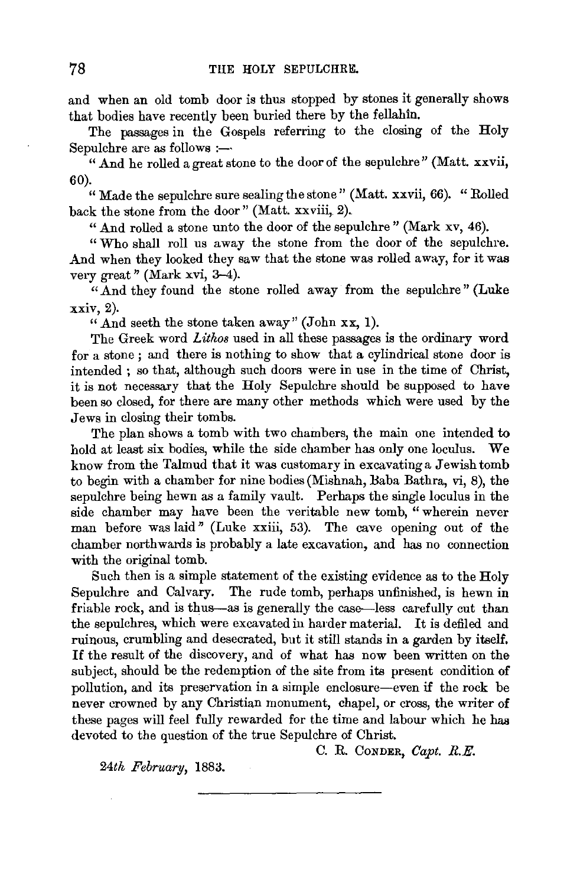and when an old tomb door is thus stopped by stones it generally shows that bodies have recently been buried there by the fellahîn.

The passages in the Gospels referring to the closing of the Holy Sepulchre are as follows :—

"And he rolled a great stone to the door of the sepulchre" (Matt. xxvii, 60).

"Made the sepulchre sure sealing the stone" (Matt. xxvii, 66). "Rolled back the stone from the door" (Matt. xxviii, 2).

"And rolled a stone unto the door of the sepulchre" (Mark xv, 46).

"Who shall roll us away the stone from the door of the sepulchre. And when they looked they saw that the stone was rolled away, for it was very great" (Mark xvi, 3–4).

"And they found the stone rolled away from the sepulchre" (Luke xxiv, 2).

"And seeth the stone taken away" (John xx, 1).

The Greek word *Lithos* used in all these passages is the ordinary word for a stone ; and there is nothing to show that a cylindrical stone door is intended ; so that, although such doors were in use in the time of Christ, it is not necessary that the Holy Sepulchre should be supposed to have been so closed, for there are many other methods which were used by the Jews in closing their tombs.

The plan shows a tomb with two chambers, the main one intended to hold at least six bodies, while the side chamber has only one loculus. We know from the Talmud that it was customary in excavating a Jewish tomb to begin with a chamber for nine bodies (Mishnah, Baba Bathra, vi, 8), the sepulchre being hewn as a family vault. Perhaps the single loculus in the side chamber may have been the veritable new tomb, "wherein never man before was laid" (Luke xxiii, 53). The cave opening out of the chamber northwards is probably a late excavation, and has no connection with the original tomb.

Such then is a simple statement of the existing evidence as to the Holy Sepulchre and Calvary. The rude tomb, perhaps unfinished, is hewn in friable rock, and is thus—as is generally the case—less carefully cut than the sepulchres, which were excavated in harder material. It is defiled and ruinous, crumbling and desecrated, but it still stands in a garden by itself. If the result of the discovery, and of what has now been written on the subject, should be the redemption of the site from its present condition of pollution, and its preservation in a simple enclosure—even if the rock be never crowned by any Christian monument, chapel, or cross, the writer of these pages will feel fully rewarded for the time and labour which he has devoted to the question of the true Sepulchre of Christ.

C. R. CONDER, *Capt. R.E.*

*24th February*, 1883.